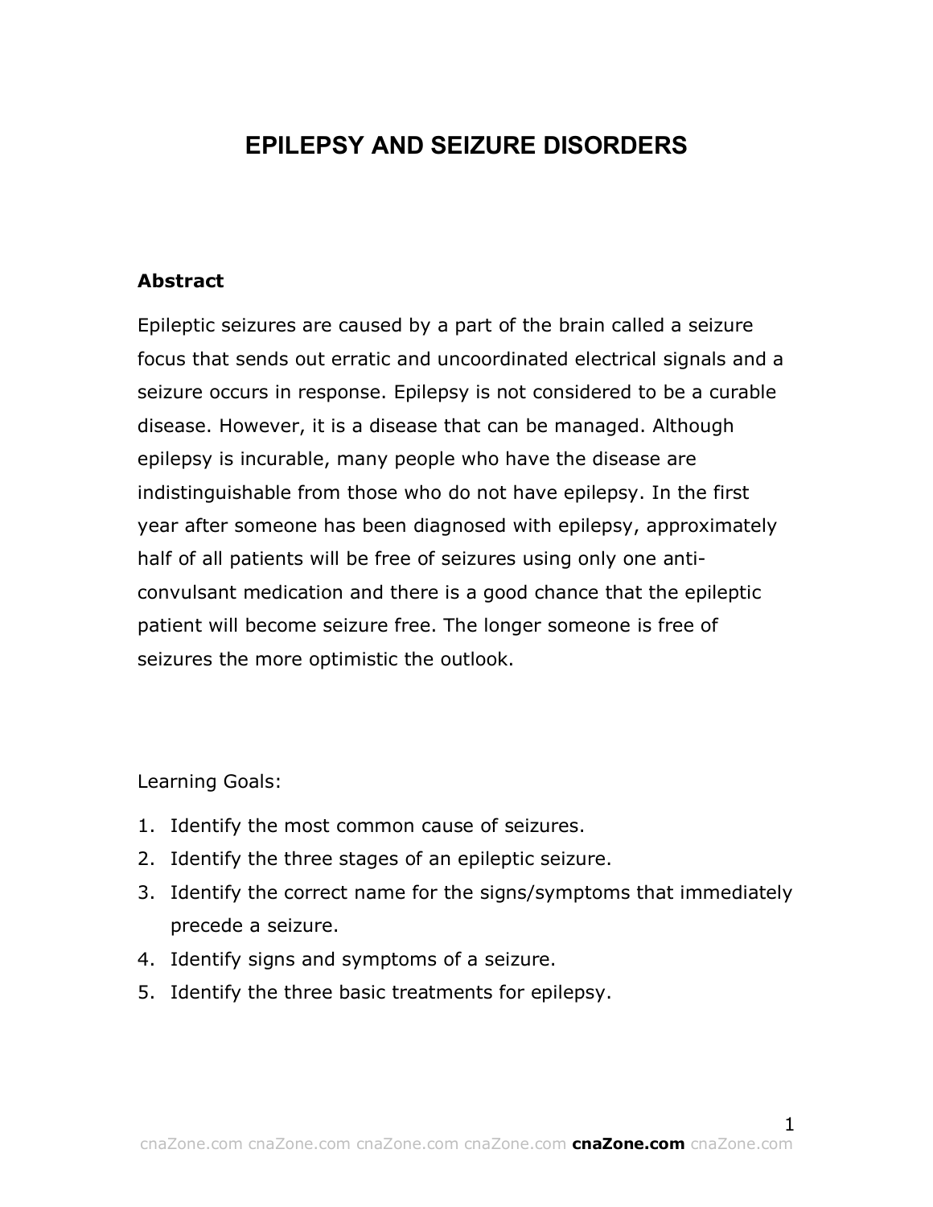# EPILEPSY AND SEIZURE DISORDERS

**Abstract**

Epileptic seizures are caused by a part of the brain called a seizure focus that sends out erratic and uncoordinated electrical signals and a seizure occurs in response. Epilepsy is not considered to be a curable disease. However, it is a disease that can be managed. Although epilepsy is incurable, many people who have the disease are indistinguishable from those who do not have epilepsy. In the first year after someone has been diagnosed with epilepsy, approximately half of all patients will be free of seizures using only one anti-convulsant medication and there is a good chance that the epileptic patient will become seizure free. The longer someone is free of seizures the more optimistic the outlook.

Learning Goals:

1. Identify the most common cause of seizures.
2. Identify the three stages of an epileptic seizure.
3. Identify the correct name for the signs/symptoms that immediately precede a seizure.
4. Identify signs and symptoms of a seizure.
5. Identify the three basic treatments for epilepsy.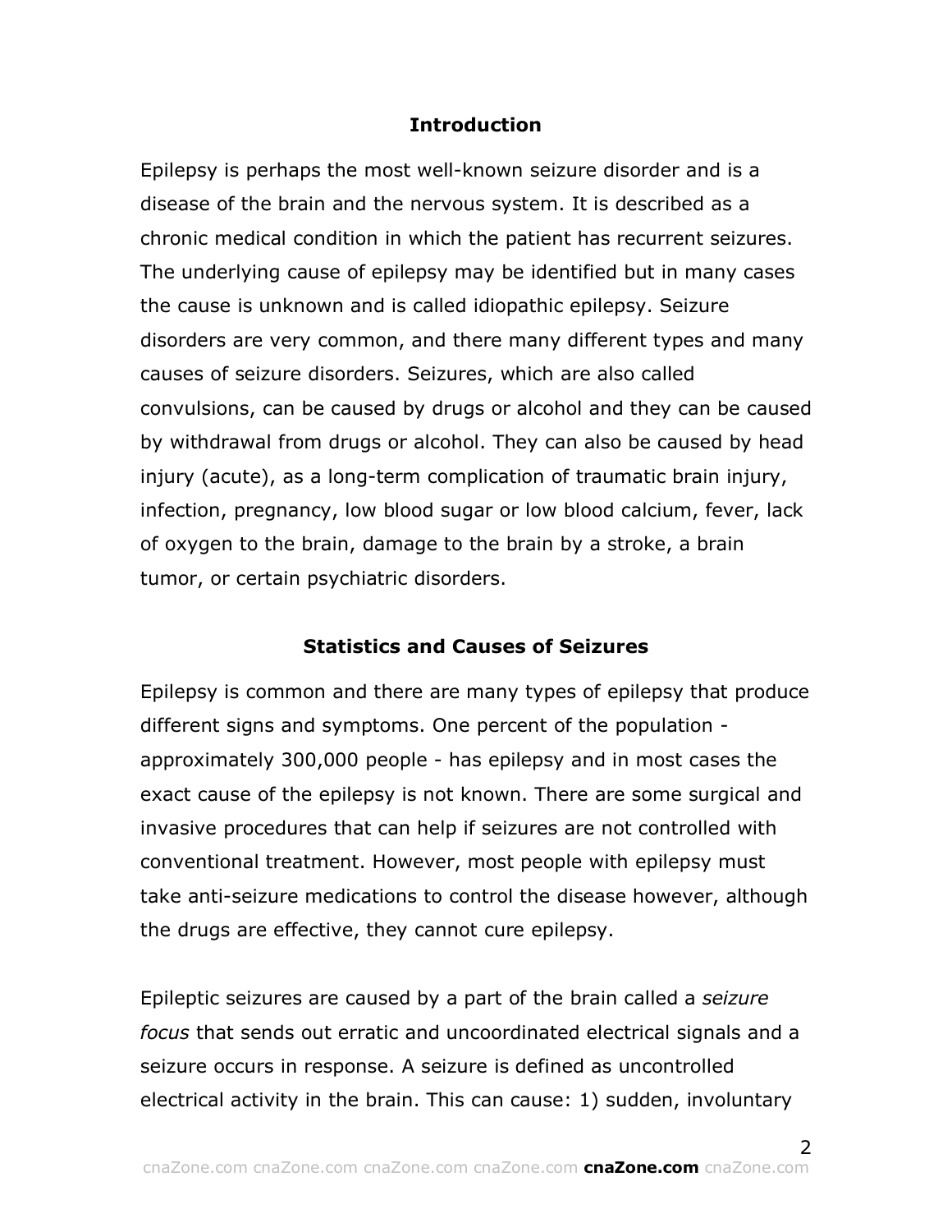## Introduction

Epilepsy is perhaps the most well-known seizure disorder and is a disease of the brain and the nervous system. It is described as a chronic medical condition in which the patient has recurrent seizures. The underlying cause of epilepsy may be identified but in many cases the cause is unknown and is called idiopathic epilepsy. Seizure disorders are very common, and there many different types and many causes of seizure disorders. Seizures, which are also called convulsions, can be caused by drugs or alcohol and they can be caused by withdrawal from drugs or alcohol. They can also be caused by head injury (acute), as a long-term complication of traumatic brain injury, infection, pregnancy, low blood sugar or low blood calcium, fever, lack of oxygen to the brain, damage to the brain by a stroke, a brain tumor, or certain psychiatric disorders.

## Statistics and Causes of Seizures

Epilepsy is common and there are many types of epilepsy that produce different signs and symptoms. One percent of the population - approximately 300,000 people - has epilepsy and in most cases the exact cause of the epilepsy is not known. There are some surgical and invasive procedures that can help if seizures are not controlled with conventional treatment. However, most people with epilepsy must take anti-seizure medications to control the disease however, although the drugs are effective, they cannot cure epilepsy.

Epileptic seizures are caused by a part of the brain called a *seizure focus* that sends out erratic and uncoordinated electrical signals and a seizure occurs in response. A seizure is defined as uncontrolled electrical activity in the brain. This can cause: 1) sudden, involuntary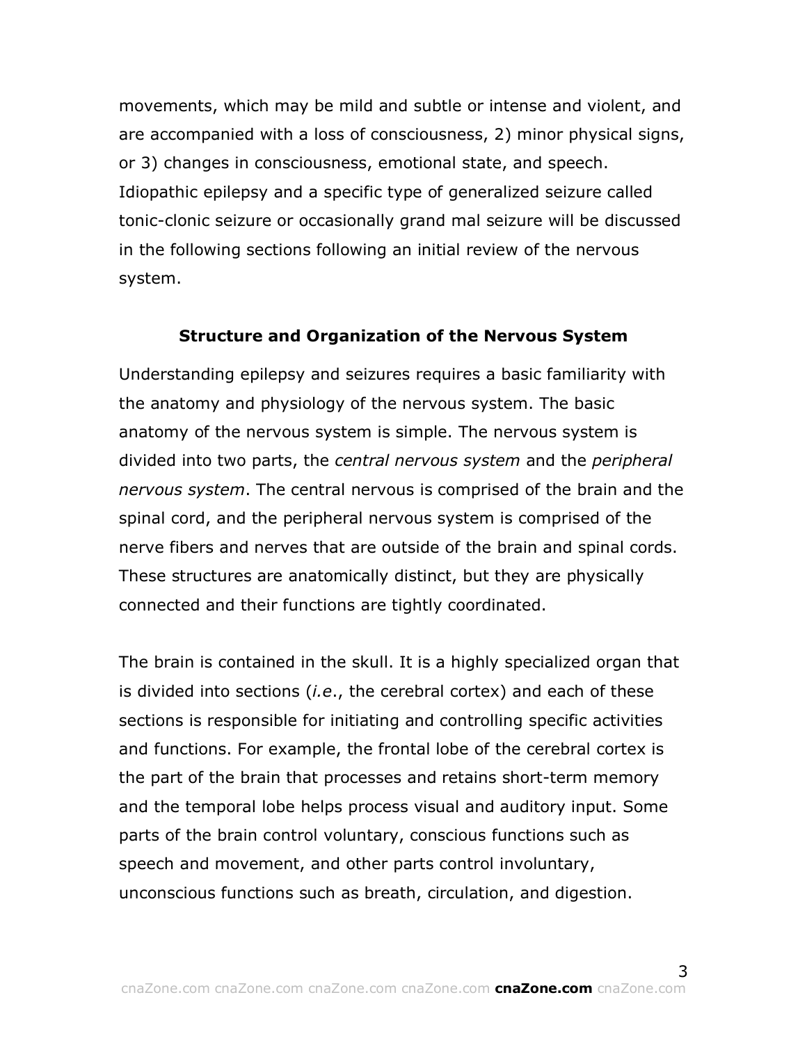movements, which may be mild and subtle or intense and violent, and are accompanied with a loss of consciousness, 2) minor physical signs, or 3) changes in consciousness, emotional state, and speech. Idiopathic epilepsy and a specific type of generalized seizure called tonic-clonic seizure or occasionally grand mal seizure will be discussed in the following sections following an initial review of the nervous system.

## Structure and Organization of the Nervous System

Understanding epilepsy and seizures requires a basic familiarity with the anatomy and physiology of the nervous system. The basic anatomy of the nervous system is simple. The nervous system is divided into two parts, the *central nervous system* and the *peripheral nervous system*. The central nervous is comprised of the brain and the spinal cord, and the peripheral nervous system is comprised of the nerve fibers and nerves that are outside of the brain and spinal cords. These structures are anatomically distinct, but they are physically connected and their functions are tightly coordinated.

The brain is contained in the skull. It is a highly specialized organ that is divided into sections (*i.e.*, the cerebral cortex) and each of these sections is responsible for initiating and controlling specific activities and functions. For example, the frontal lobe of the cerebral cortex is the part of the brain that processes and retains short-term memory and the temporal lobe helps process visual and auditory input. Some parts of the brain control voluntary, conscious functions such as speech and movement, and other parts control involuntary, unconscious functions such as breath, circulation, and digestion.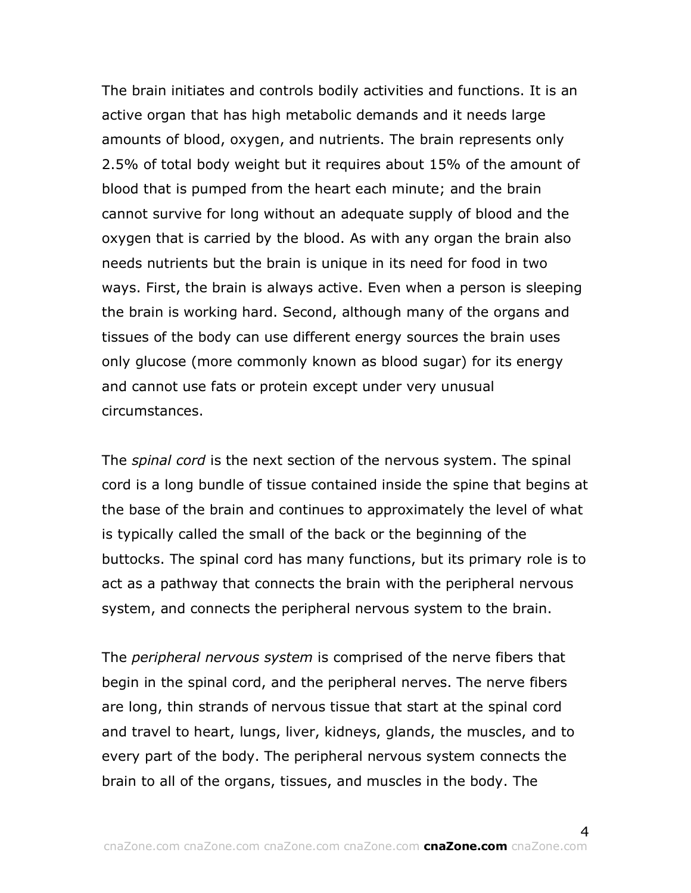The brain initiates and controls bodily activities and functions. It is an active organ that has high metabolic demands and it needs large amounts of blood, oxygen, and nutrients. The brain represents only 2.5% of total body weight but it requires about 15% of the amount of blood that is pumped from the heart each minute; and the brain cannot survive for long without an adequate supply of blood and the oxygen that is carried by the blood. As with any organ the brain also needs nutrients but the brain is unique in its need for food in two ways. First, the brain is always active. Even when a person is sleeping the brain is working hard. Second, although many of the organs and tissues of the body can use different energy sources the brain uses only glucose (more commonly known as blood sugar) for its energy and cannot use fats or protein except under very unusual circumstances.

The *spinal cord* is the next section of the nervous system. The spinal cord is a long bundle of tissue contained inside the spine that begins at the base of the brain and continues to approximately the level of what is typically called the small of the back or the beginning of the buttocks. The spinal cord has many functions, but its primary role is to act as a pathway that connects the brain with the peripheral nervous system, and connects the peripheral nervous system to the brain.

The *peripheral nervous system* is comprised of the nerve fibers that begin in the spinal cord, and the peripheral nerves. The nerve fibers are long, thin strands of nervous tissue that start at the spinal cord and travel to heart, lungs, liver, kidneys, glands, the muscles, and to every part of the body. The peripheral nervous system connects the brain to all of the organs, tissues, and muscles in the body. The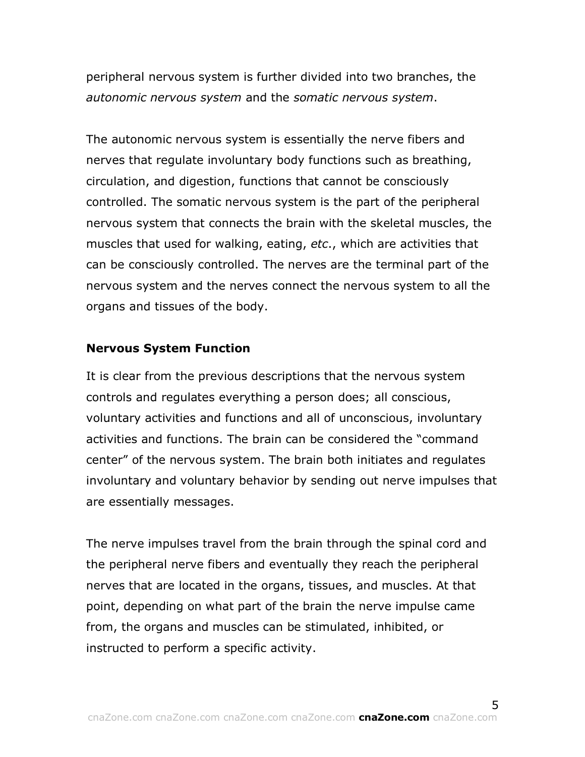peripheral nervous system is further divided into two branches, the *autonomic nervous system* and the *somatic nervous system*.

The autonomic nervous system is essentially the nerve fibers and nerves that regulate involuntary body functions such as breathing, circulation, and digestion, functions that cannot be consciously controlled. The somatic nervous system is the part of the peripheral nervous system that connects the brain with the skeletal muscles, the muscles that used for walking, eating, *etc*., which are activities that can be consciously controlled. The nerves are the terminal part of the nervous system and the nerves connect the nervous system to all the organs and tissues of the body.

**Nervous System Function**

It is clear from the previous descriptions that the nervous system controls and regulates everything a person does; all conscious, voluntary activities and functions and all of unconscious, involuntary activities and functions. The brain can be considered the "command center" of the nervous system. The brain both initiates and regulates involuntary and voluntary behavior by sending out nerve impulses that are essentially messages.

The nerve impulses travel from the brain through the spinal cord and the peripheral nerve fibers and eventually they reach the peripheral nerves that are located in the organs, tissues, and muscles. At that point, depending on what part of the brain the nerve impulse came from, the organs and muscles can be stimulated, inhibited, or instructed to perform a specific activity.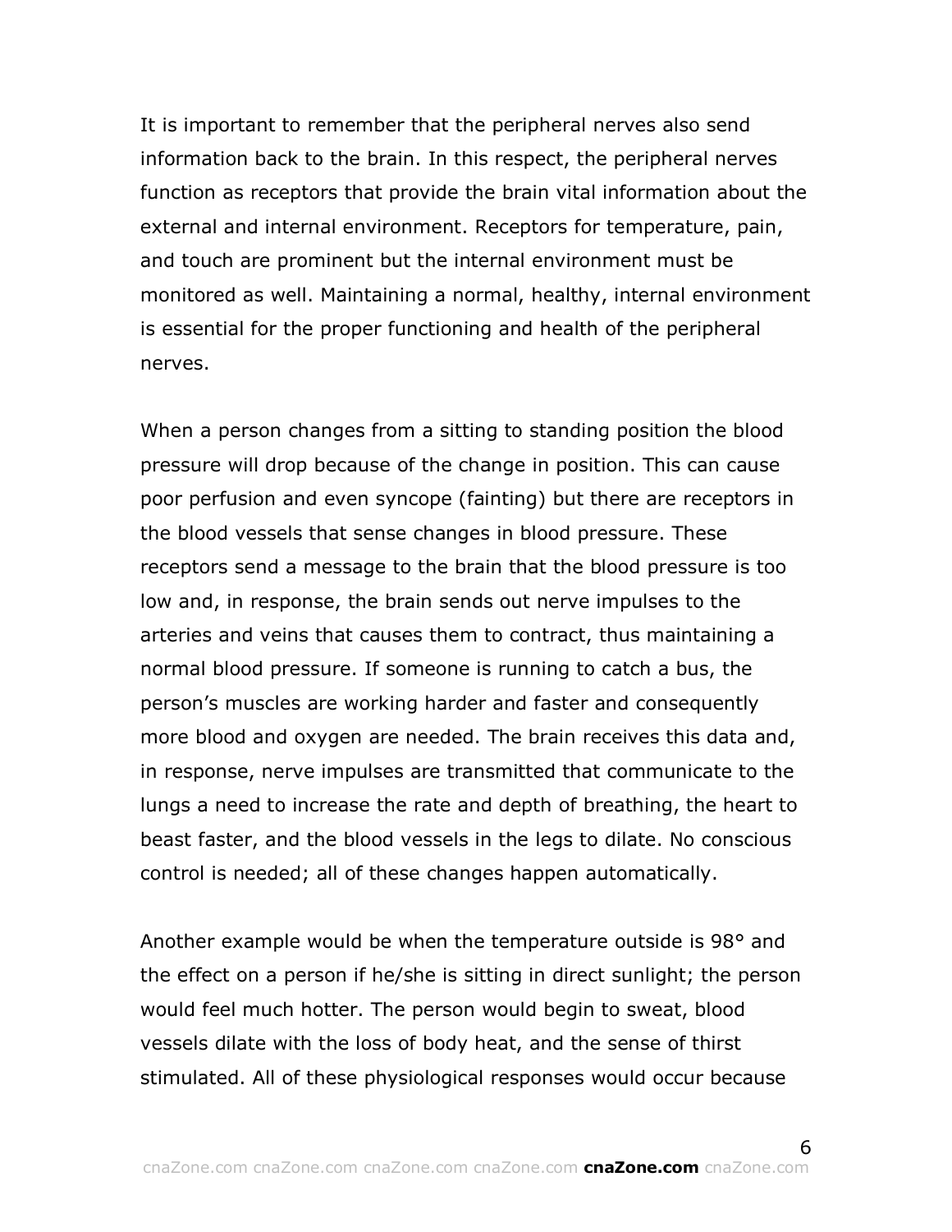It is important to remember that the peripheral nerves also send information back to the brain. In this respect, the peripheral nerves function as receptors that provide the brain vital information about the external and internal environment. Receptors for temperature, pain, and touch are prominent but the internal environment must be monitored as well. Maintaining a normal, healthy, internal environment is essential for the proper functioning and health of the peripheral nerves.

When a person changes from a sitting to standing position the blood pressure will drop because of the change in position. This can cause poor perfusion and even syncope (fainting) but there are receptors in the blood vessels that sense changes in blood pressure. These receptors send a message to the brain that the blood pressure is too low and, in response, the brain sends out nerve impulses to the arteries and veins that causes them to contract, thus maintaining a normal blood pressure. If someone is running to catch a bus, the person's muscles are working harder and faster and consequently more blood and oxygen are needed. The brain receives this data and, in response, nerve impulses are transmitted that communicate to the lungs a need to increase the rate and depth of breathing, the heart to beast faster, and the blood vessels in the legs to dilate. No conscious control is needed; all of these changes happen automatically.

Another example would be when the temperature outside is 98° and the effect on a person if he/she is sitting in direct sunlight; the person would feel much hotter. The person would begin to sweat, blood vessels dilate with the loss of body heat, and the sense of thirst stimulated. All of these physiological responses would occur because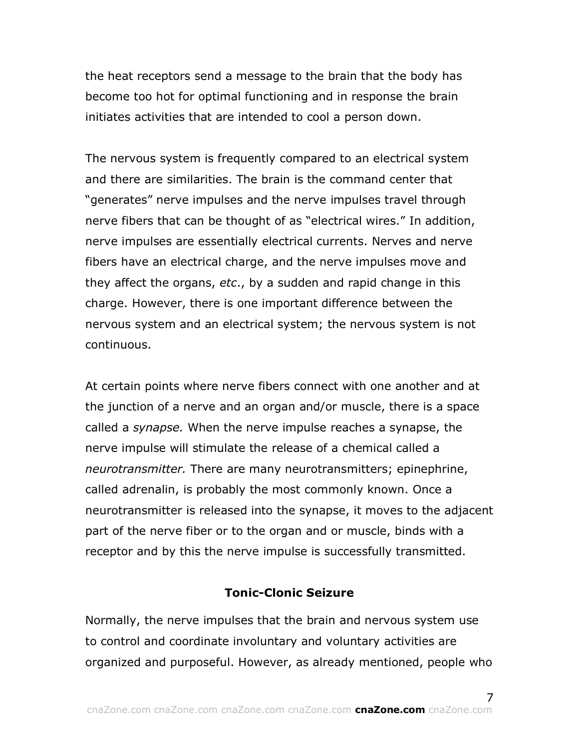the heat receptors send a message to the brain that the body has become too hot for optimal functioning and in response the brain initiates activities that are intended to cool a person down.

The nervous system is frequently compared to an electrical system and there are similarities. The brain is the command center that "generates" nerve impulses and the nerve impulses travel through nerve fibers that can be thought of as "electrical wires." In addition, nerve impulses are essentially electrical currents. Nerves and nerve fibers have an electrical charge, and the nerve impulses move and they affect the organs, *etc*., by a sudden and rapid change in this charge. However, there is one important difference between the nervous system and an electrical system; the nervous system is not continuous.

At certain points where nerve fibers connect with one another and at the junction of a nerve and an organ and/or muscle, there is a space called a *synapse.* When the nerve impulse reaches a synapse, the nerve impulse will stimulate the release of a chemical called a *neurotransmitter.* There are many neurotransmitters; epinephrine, called adrenalin, is probably the most commonly known. Once a neurotransmitter is released into the synapse, it moves to the adjacent part of the nerve fiber or to the organ and or muscle, binds with a receptor and by this the nerve impulse is successfully transmitted.

## Tonic-Clonic Seizure

Normally, the nerve impulses that the brain and nervous system use to control and coordinate involuntary and voluntary activities are organized and purposeful. However, as already mentioned, people who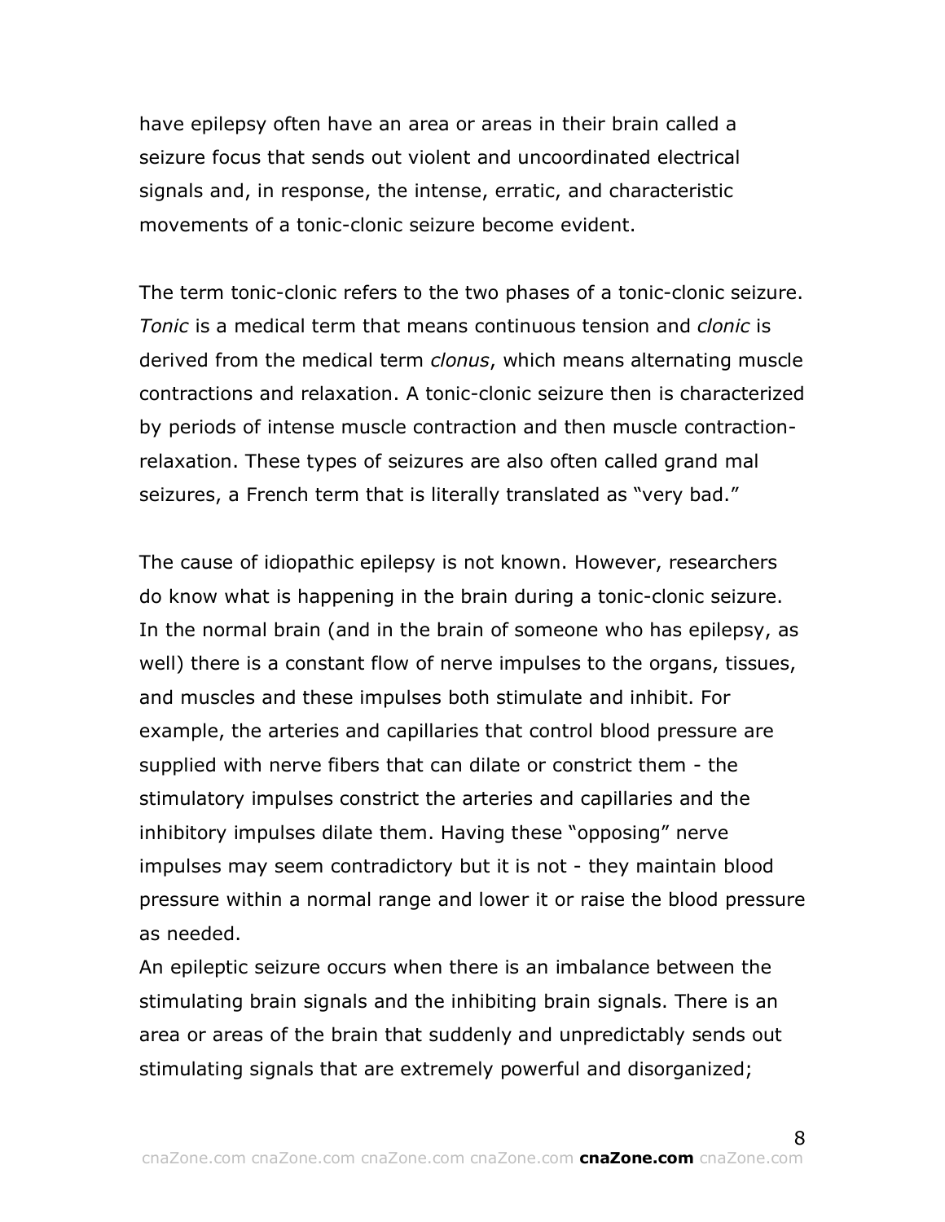have epilepsy often have an area or areas in their brain called a seizure focus that sends out violent and uncoordinated electrical signals and, in response, the intense, erratic, and characteristic movements of a tonic-clonic seizure become evident.

The term tonic-clonic refers to the two phases of a tonic-clonic seizure. *Tonic* is a medical term that means continuous tension and *clonic* is derived from the medical term *clonus*, which means alternating muscle contractions and relaxation. A tonic-clonic seizure then is characterized by periods of intense muscle contraction and then muscle contraction-relaxation. These types of seizures are also often called grand mal seizures, a French term that is literally translated as "very bad."

The cause of idiopathic epilepsy is not known. However, researchers do know what is happening in the brain during a tonic-clonic seizure. In the normal brain (and in the brain of someone who has epilepsy, as well) there is a constant flow of nerve impulses to the organs, tissues, and muscles and these impulses both stimulate and inhibit. For example, the arteries and capillaries that control blood pressure are supplied with nerve fibers that can dilate or constrict them - the stimulatory impulses constrict the arteries and capillaries and the inhibitory impulses dilate them. Having these "opposing" nerve impulses may seem contradictory but it is not - they maintain blood pressure within a normal range and lower it or raise the blood pressure as needed.

An epileptic seizure occurs when there is an imbalance between the stimulating brain signals and the inhibiting brain signals. There is an area or areas of the brain that suddenly and unpredictably sends out stimulating signals that are extremely powerful and disorganized;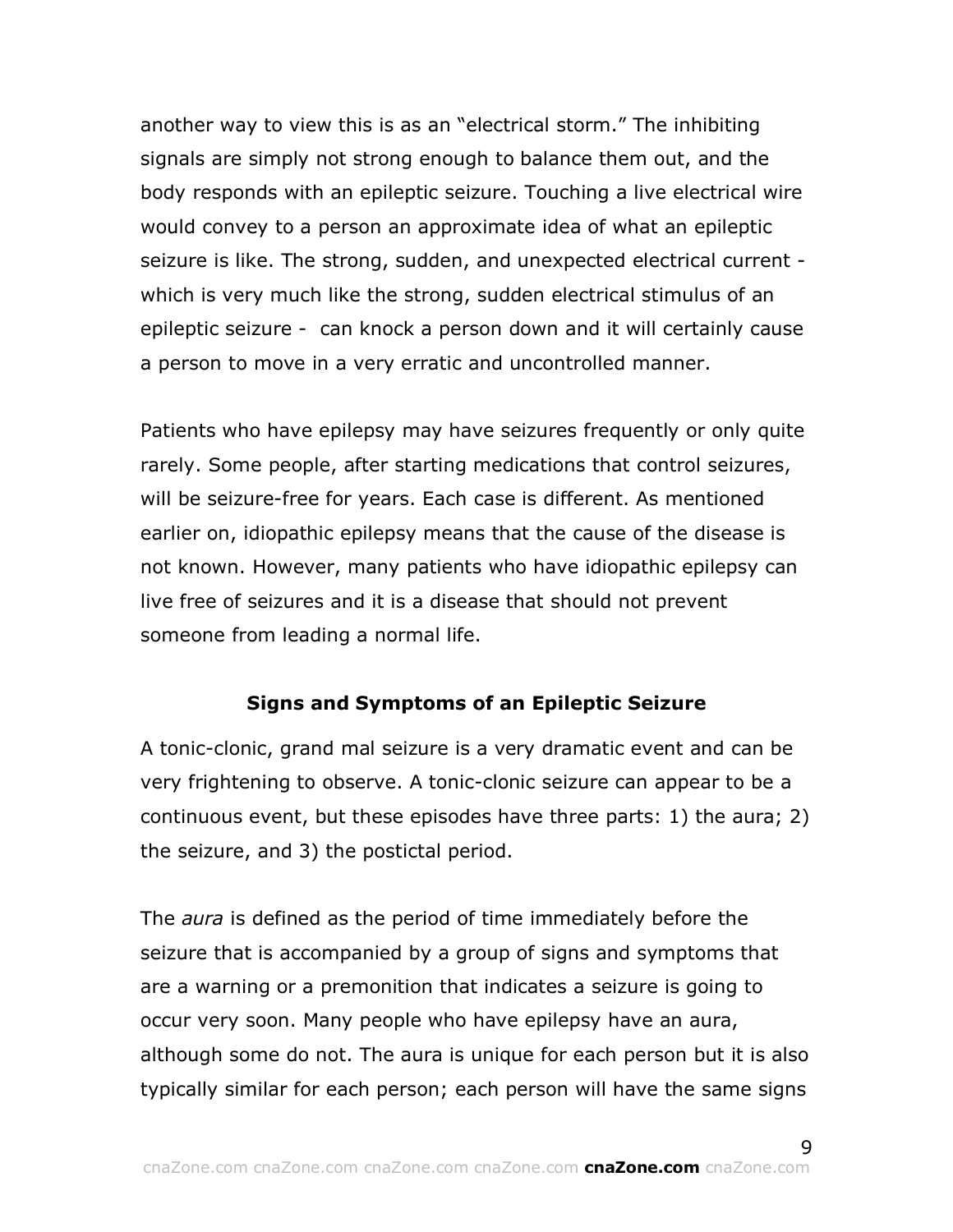another way to view this is as an "electrical storm." The inhibiting signals are simply not strong enough to balance them out, and the body responds with an epileptic seizure. Touching a live electrical wire would convey to a person an approximate idea of what an epileptic seizure is like. The strong, sudden, and unexpected electrical current - which is very much like the strong, sudden electrical stimulus of an epileptic seizure - can knock a person down and it will certainly cause a person to move in a very erratic and uncontrolled manner.

Patients who have epilepsy may have seizures frequently or only quite rarely. Some people, after starting medications that control seizures, will be seizure-free for years. Each case is different. As mentioned earlier on, idiopathic epilepsy means that the cause of the disease is not known. However, many patients who have idiopathic epilepsy can live free of seizures and it is a disease that should not prevent someone from leading a normal life.

## Signs and Symptoms of an Epileptic Seizure

A tonic-clonic, grand mal seizure is a very dramatic event and can be very frightening to observe. A tonic-clonic seizure can appear to be a continuous event, but these episodes have three parts: 1) the aura; 2) the seizure, and 3) the postictal period.

The *aura* is defined as the period of time immediately before the seizure that is accompanied by a group of signs and symptoms that are a warning or a premonition that indicates a seizure is going to occur very soon. Many people who have epilepsy have an aura, although some do not. The aura is unique for each person but it is also typically similar for each person; each person will have the same signs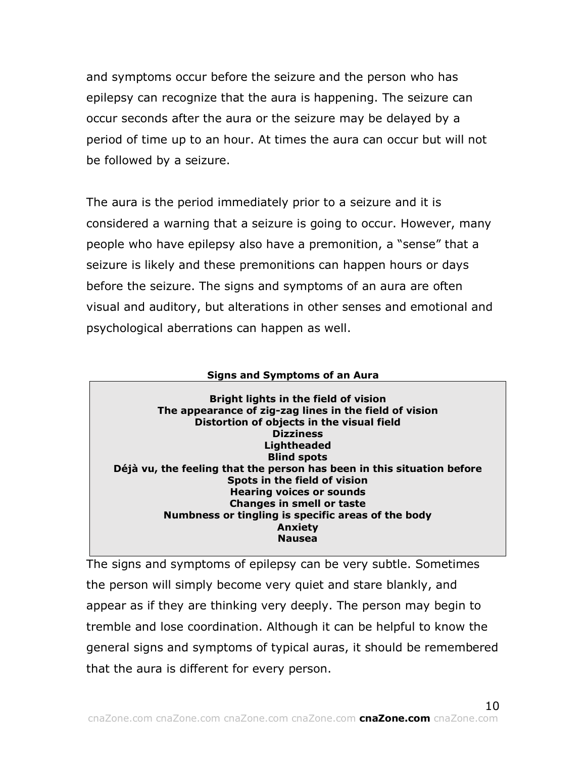and symptoms occur before the seizure and the person who has epilepsy can recognize that the aura is happening. The seizure can occur seconds after the aura or the seizure may be delayed by a period of time up to an hour. At times the aura can occur but will not be followed by a seizure.

The aura is the period immediately prior to a seizure and it is considered a warning that a seizure is going to occur. However, many people who have epilepsy also have a premonition, a "sense" that a seizure is likely and these premonitions can happen hours or days before the seizure. The signs and symptoms of an aura are often visual and auditory, but alterations in other senses and emotional and psychological aberrations can happen as well.

| **Signs and Symptoms of an Aura** |
|---|
| **Bright lights in the field of vision** |
| **The appearance of zig-zag lines in the field of vision** |
| **Distortion of objects in the visual field** |
| **Dizziness** |
| **Lightheaded** |
| **Blind spots** |
| **Déjà vu, the feeling that the person has been in this situation before** |
| **Spots in the field of vision** |
| **Hearing voices or sounds** |
| **Changes in smell or taste** |
| **Numbness or tingling is specific areas of the body** |
| **Anxiety** |
| **Nausea** |

The signs and symptoms of epilepsy can be very subtle. Sometimes the person will simply become very quiet and stare blankly, and appear as if they are thinking very deeply. The person may begin to tremble and lose coordination. Although it can be helpful to know the general signs and symptoms of typical auras, it should be remembered that the aura is different for every person.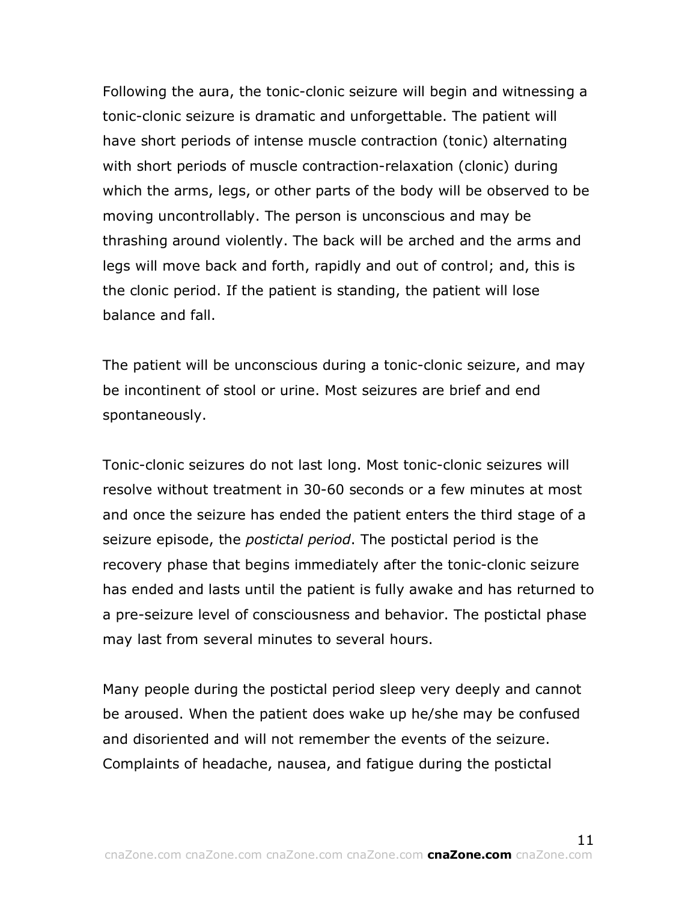Following the aura, the tonic-clonic seizure will begin and witnessing a tonic-clonic seizure is dramatic and unforgettable. The patient will have short periods of intense muscle contraction (tonic) alternating with short periods of muscle contraction-relaxation (clonic) during which the arms, legs, or other parts of the body will be observed to be moving uncontrollably. The person is unconscious and may be thrashing around violently. The back will be arched and the arms and legs will move back and forth, rapidly and out of control; and, this is the clonic period. If the patient is standing, the patient will lose balance and fall.

The patient will be unconscious during a tonic-clonic seizure, and may be incontinent of stool or urine. Most seizures are brief and end spontaneously.

Tonic-clonic seizures do not last long. Most tonic-clonic seizures will resolve without treatment in 30-60 seconds or a few minutes at most and once the seizure has ended the patient enters the third stage of a seizure episode, the *postictal period*. The postictal period is the recovery phase that begins immediately after the tonic-clonic seizure has ended and lasts until the patient is fully awake and has returned to a pre-seizure level of consciousness and behavior. The postictal phase may last from several minutes to several hours.

Many people during the postictal period sleep very deeply and cannot be aroused. When the patient does wake up he/she may be confused and disoriented and will not remember the events of the seizure. Complaints of headache, nausea, and fatigue during the postictal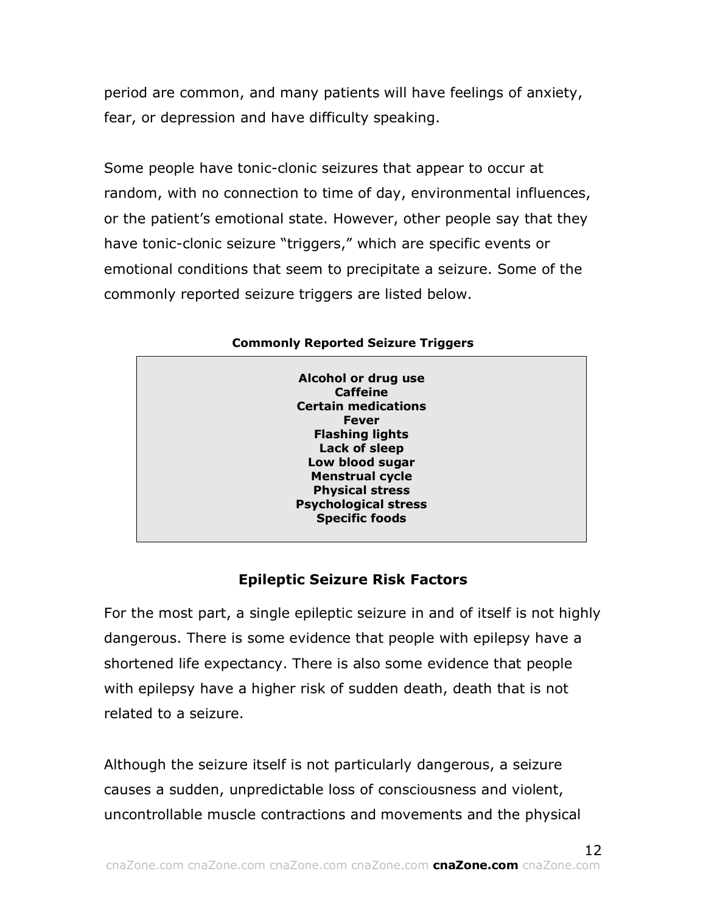period are common, and many patients will have feelings of anxiety, fear, or depression and have difficulty speaking.

Some people have tonic-clonic seizures that appear to occur at random, with no connection to time of day, environmental influences, or the patient's emotional state. However, other people say that they have tonic-clonic seizure "triggers," which are specific events or emotional conditions that seem to precipitate a seizure. Some of the commonly reported seizure triggers are listed below.

**Commonly Reported Seizure Triggers**

| |
|---|
| **Alcohol or drug use** |
| **Caffeine** |
| **Certain medications** |
| **Fever** |
| **Flashing lights** |
| **Lack of sleep** |
| **Low blood sugar** |
| **Menstrual cycle** |
| **Physical stress** |
| **Psychological stress** |
| **Specific foods** |

## Epileptic Seizure Risk Factors

For the most part, a single epileptic seizure in and of itself is not highly dangerous. There is some evidence that people with epilepsy have a shortened life expectancy. There is also some evidence that people with epilepsy have a higher risk of sudden death, death that is not related to a seizure.

Although the seizure itself is not particularly dangerous, a seizure causes a sudden, unpredictable loss of consciousness and violent, uncontrollable muscle contractions and movements and the physical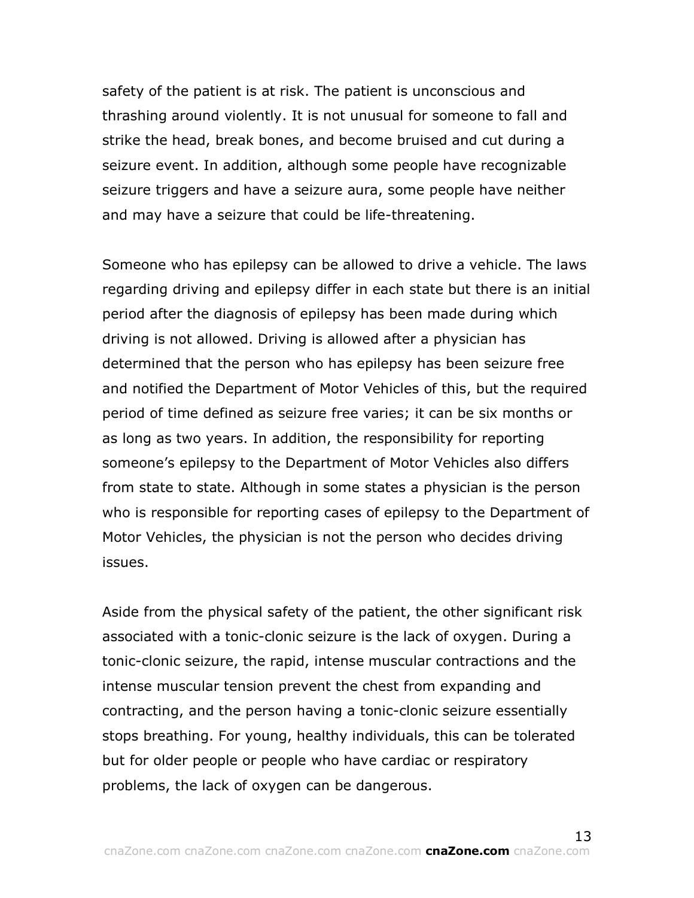safety of the patient is at risk. The patient is unconscious and thrashing around violently. It is not unusual for someone to fall and strike the head, break bones, and become bruised and cut during a seizure event. In addition, although some people have recognizable seizure triggers and have a seizure aura, some people have neither and may have a seizure that could be life-threatening.

Someone who has epilepsy can be allowed to drive a vehicle. The laws regarding driving and epilepsy differ in each state but there is an initial period after the diagnosis of epilepsy has been made during which driving is not allowed. Driving is allowed after a physician has determined that the person who has epilepsy has been seizure free and notified the Department of Motor Vehicles of this, but the required period of time defined as seizure free varies; it can be six months or as long as two years. In addition, the responsibility for reporting someone's epilepsy to the Department of Motor Vehicles also differs from state to state. Although in some states a physician is the person who is responsible for reporting cases of epilepsy to the Department of Motor Vehicles, the physician is not the person who decides driving issues.

Aside from the physical safety of the patient, the other significant risk associated with a tonic-clonic seizure is the lack of oxygen. During a tonic-clonic seizure, the rapid, intense muscular contractions and the intense muscular tension prevent the chest from expanding and contracting, and the person having a tonic-clonic seizure essentially stops breathing. For young, healthy individuals, this can be tolerated but for older people or people who have cardiac or respiratory problems, the lack of oxygen can be dangerous.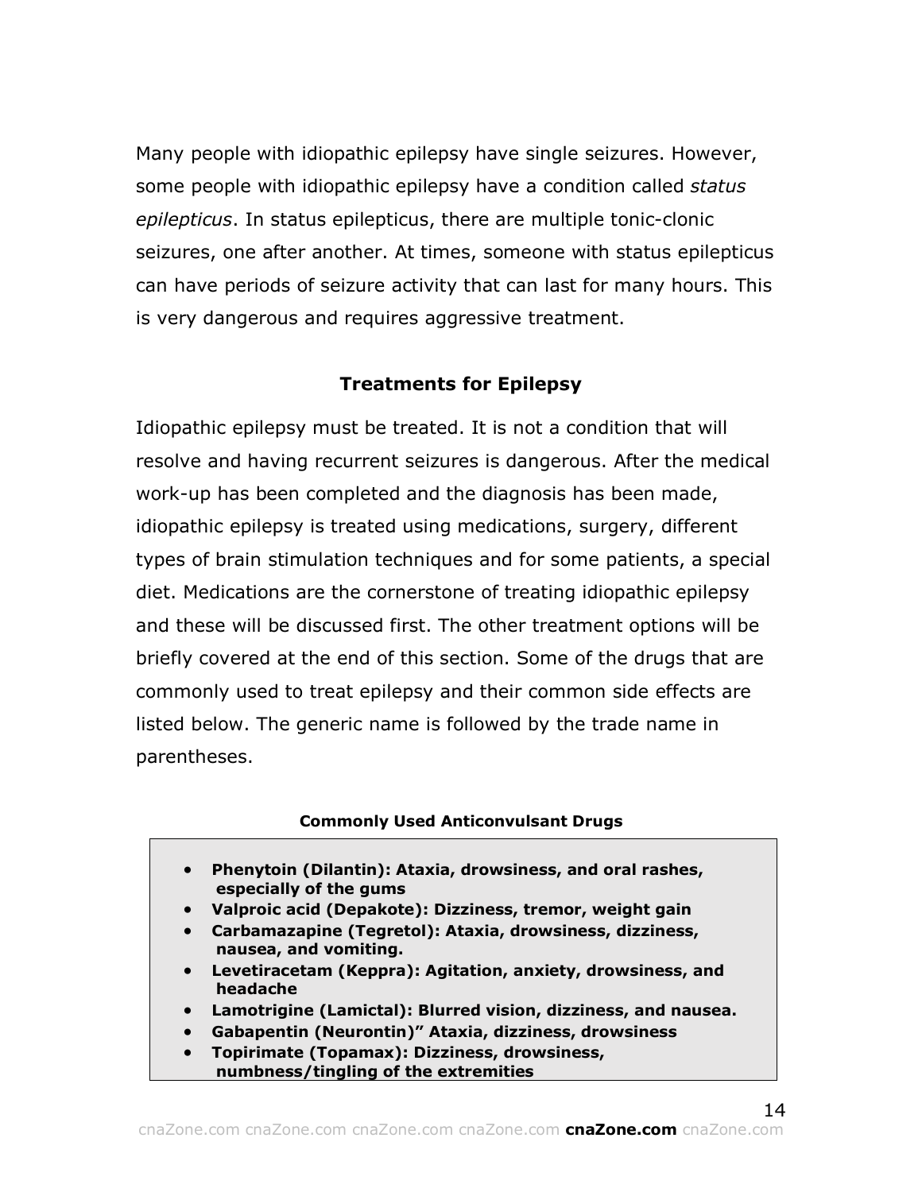Many people with idiopathic epilepsy have single seizures. However, some people with idiopathic epilepsy have a condition called *status epilepticus*. In status epilepticus, there are multiple tonic-clonic seizures, one after another. At times, someone with status epilepticus can have periods of seizure activity that can last for many hours. This is very dangerous and requires aggressive treatment.

## Treatments for Epilepsy

Idiopathic epilepsy must be treated. It is not a condition that will resolve and having recurrent seizures is dangerous. After the medical work-up has been completed and the diagnosis has been made, idiopathic epilepsy is treated using medications, surgery, different types of brain stimulation techniques and for some patients, a special diet. Medications are the cornerstone of treating idiopathic epilepsy and these will be discussed first. The other treatment options will be briefly covered at the end of this section. Some of the drugs that are commonly used to treat epilepsy and their common side effects are listed below. The generic name is followed by the trade name in parentheses.

**Commonly Used Anticonvulsant Drugs**

- **Phenytoin (Dilantin): Ataxia, drowsiness, and oral rashes, especially of the gums**
- **Valproic acid (Depakote): Dizziness, tremor, weight gain**
- **Carbamazapine (Tegretol): Ataxia, drowsiness, dizziness, nausea, and vomiting.**
- **Levetiracetam (Keppra): Agitation, anxiety, drowsiness, and headache**
- **Lamotrigine (Lamictal): Blurred vision, dizziness, and nausea.**
- **Gabapentin (Neurontin)" Ataxia, dizziness, drowsiness**
- **Topirimate (Topamax): Dizziness, drowsiness, numbness/tingling of the extremities**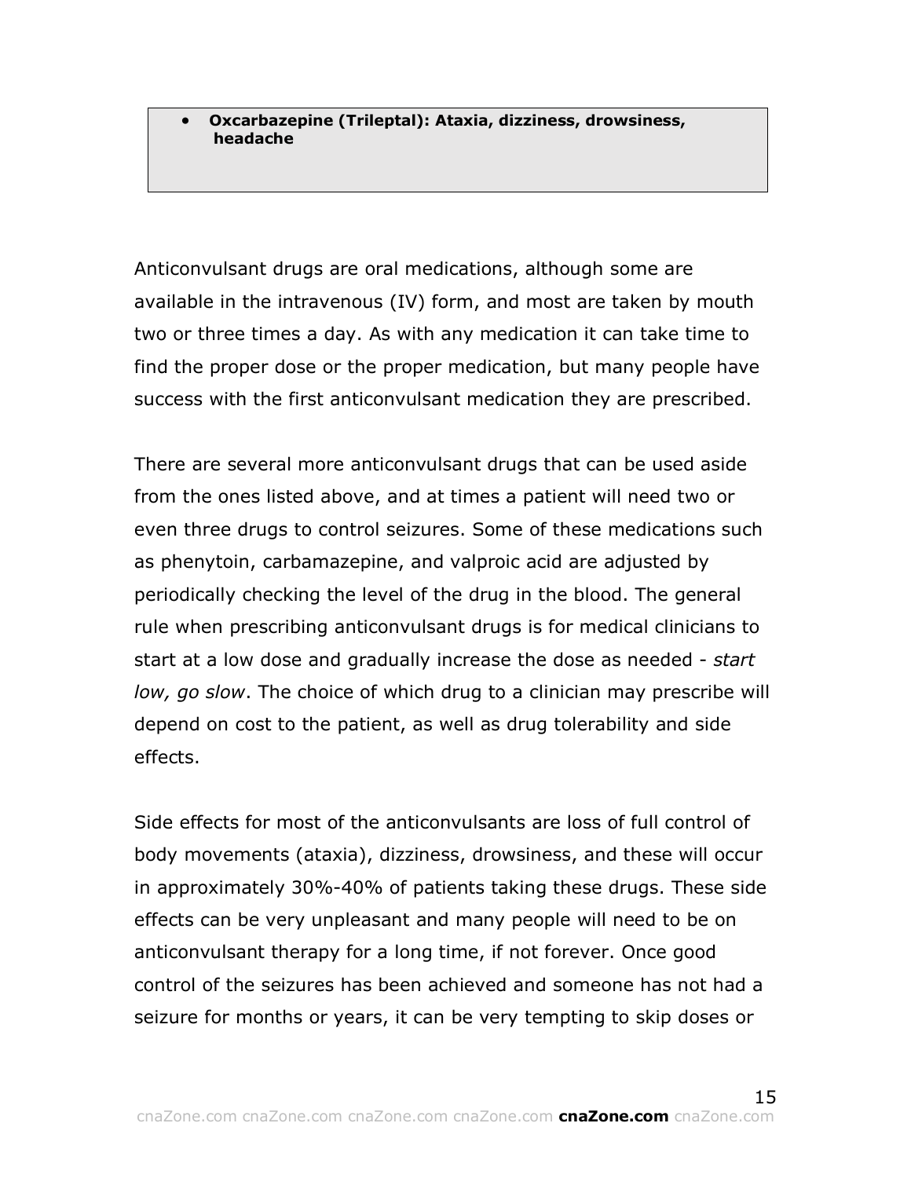- **Oxcarbazepine (Trileptal): Ataxia, dizziness, drowsiness, headache**

Anticonvulsant drugs are oral medications, although some are available in the intravenous (IV) form, and most are taken by mouth two or three times a day. As with any medication it can take time to find the proper dose or the proper medication, but many people have success with the first anticonvulsant medication they are prescribed.

There are several more anticonvulsant drugs that can be used aside from the ones listed above, and at times a patient will need two or even three drugs to control seizures. Some of these medications such as phenytoin, carbamazepine, and valproic acid are adjusted by periodically checking the level of the drug in the blood. The general rule when prescribing anticonvulsant drugs is for medical clinicians to start at a low dose and gradually increase the dose as needed - *start low, go slow*. The choice of which drug to a clinician may prescribe will depend on cost to the patient, as well as drug tolerability and side effects.

Side effects for most of the anticonvulsants are loss of full control of body movements (ataxia), dizziness, drowsiness, and these will occur in approximately 30%-40% of patients taking these drugs. These side effects can be very unpleasant and many people will need to be on anticonvulsant therapy for a long time, if not forever. Once good control of the seizures has been achieved and someone has not had a seizure for months or years, it can be very tempting to skip doses or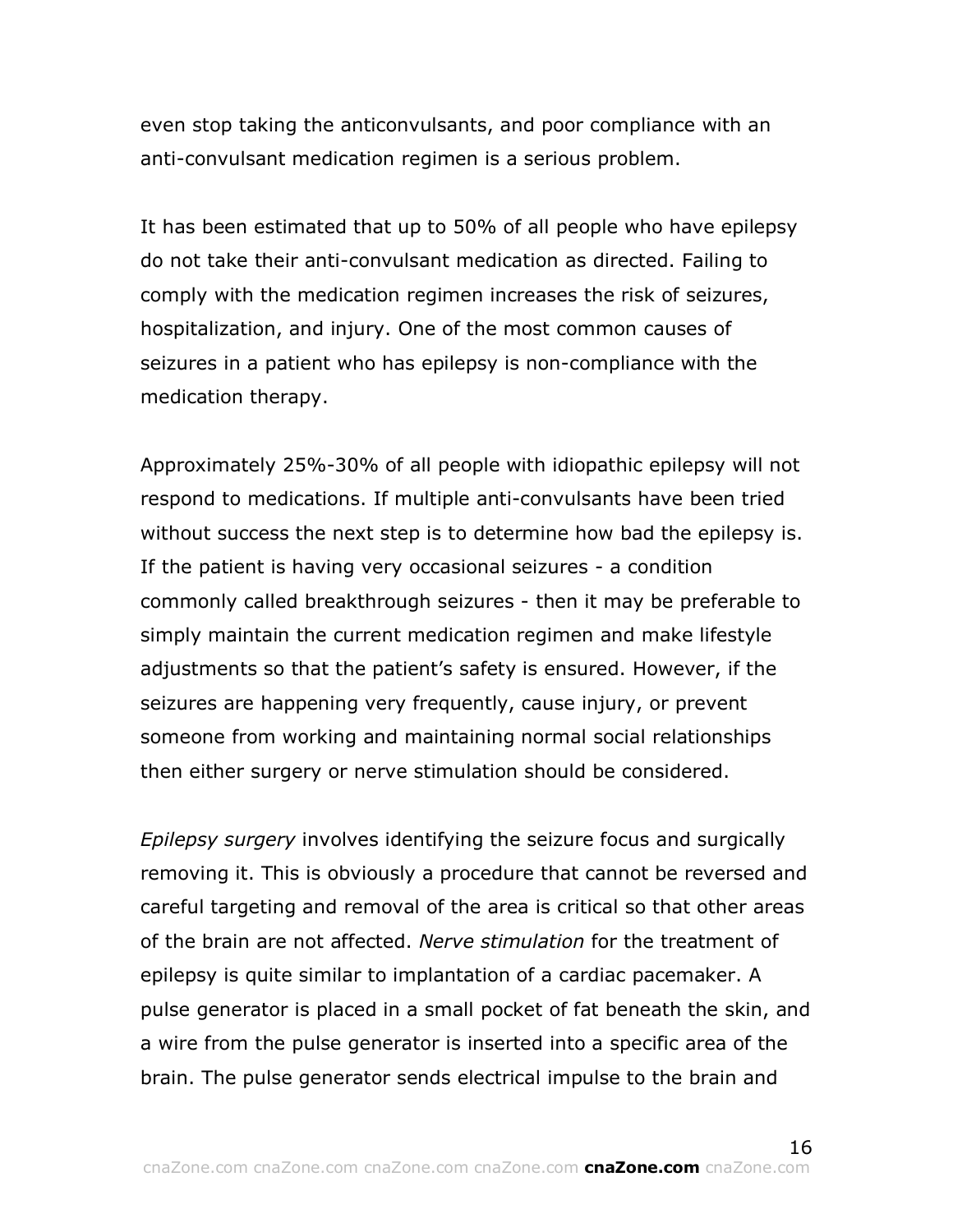even stop taking the anticonvulsants, and poor compliance with an anti-convulsant medication regimen is a serious problem.

It has been estimated that up to 50% of all people who have epilepsy do not take their anti-convulsant medication as directed. Failing to comply with the medication regimen increases the risk of seizures, hospitalization, and injury. One of the most common causes of seizures in a patient who has epilepsy is non-compliance with the medication therapy.

Approximately 25%-30% of all people with idiopathic epilepsy will not respond to medications. If multiple anti-convulsants have been tried without success the next step is to determine how bad the epilepsy is. If the patient is having very occasional seizures - a condition commonly called breakthrough seizures - then it may be preferable to simply maintain the current medication regimen and make lifestyle adjustments so that the patient's safety is ensured. However, if the seizures are happening very frequently, cause injury, or prevent someone from working and maintaining normal social relationships then either surgery or nerve stimulation should be considered.

*Epilepsy surgery* involves identifying the seizure focus and surgically removing it. This is obviously a procedure that cannot be reversed and careful targeting and removal of the area is critical so that other areas of the brain are not affected. *Nerve stimulation* for the treatment of epilepsy is quite similar to implantation of a cardiac pacemaker. A pulse generator is placed in a small pocket of fat beneath the skin, and a wire from the pulse generator is inserted into a specific area of the brain. The pulse generator sends electrical impulse to the brain and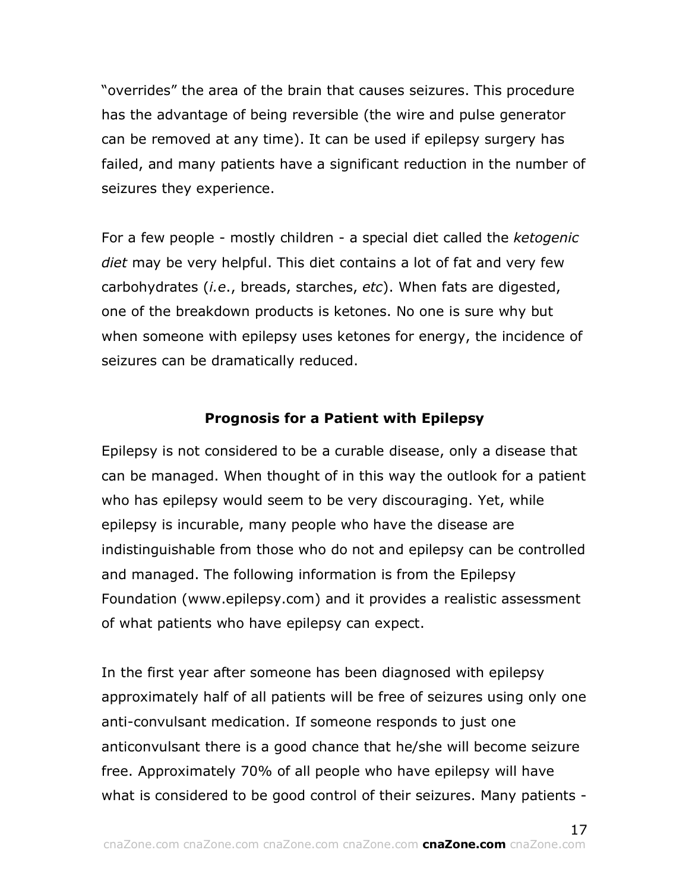"overrides" the area of the brain that causes seizures. This procedure has the advantage of being reversible (the wire and pulse generator can be removed at any time). It can be used if epilepsy surgery has failed, and many patients have a significant reduction in the number of seizures they experience.

For a few people - mostly children - a special diet called the *ketogenic diet* may be very helpful. This diet contains a lot of fat and very few carbohydrates (*i.e.*, breads, starches, *etc*). When fats are digested, one of the breakdown products is ketones. No one is sure why but when someone with epilepsy uses ketones for energy, the incidence of seizures can be dramatically reduced.

### Prognosis for a Patient with Epilepsy

Epilepsy is not considered to be a curable disease, only a disease that can be managed. When thought of in this way the outlook for a patient who has epilepsy would seem to be very discouraging. Yet, while epilepsy is incurable, many people who have the disease are indistinguishable from those who do not and epilepsy can be controlled and managed. The following information is from the Epilepsy Foundation (www.epilepsy.com) and it provides a realistic assessment of what patients who have epilepsy can expect.

In the first year after someone has been diagnosed with epilepsy approximately half of all patients will be free of seizures using only one anti-convulsant medication. If someone responds to just one anticonvulsant there is a good chance that he/she will become seizure free. Approximately 70% of all people who have epilepsy will have what is considered to be good control of their seizures. Many patients -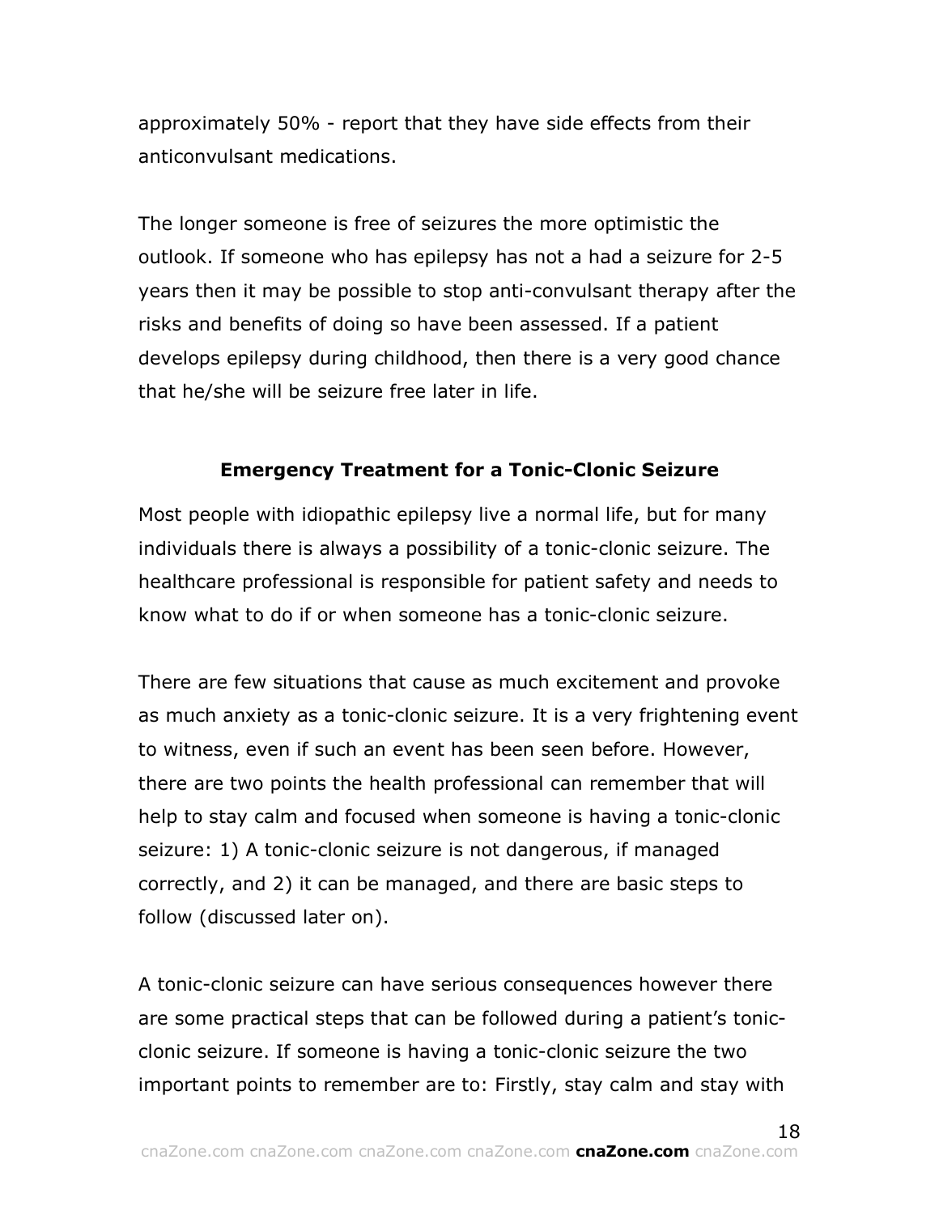approximately 50% - report that they have side effects from their anticonvulsant medications.

The longer someone is free of seizures the more optimistic the outlook. If someone who has epilepsy has not a had a seizure for 2-5 years then it may be possible to stop anti-convulsant therapy after the risks and benefits of doing so have been assessed. If a patient develops epilepsy during childhood, then there is a very good chance that he/she will be seizure free later in life.

## Emergency Treatment for a Tonic-Clonic Seizure

Most people with idiopathic epilepsy live a normal life, but for many individuals there is always a possibility of a tonic-clonic seizure. The healthcare professional is responsible for patient safety and needs to know what to do if or when someone has a tonic-clonic seizure.

There are few situations that cause as much excitement and provoke as much anxiety as a tonic-clonic seizure. It is a very frightening event to witness, even if such an event has been seen before. However, there are two points the health professional can remember that will help to stay calm and focused when someone is having a tonic-clonic seizure: 1) A tonic-clonic seizure is not dangerous, if managed correctly, and 2) it can be managed, and there are basic steps to follow (discussed later on).

A tonic-clonic seizure can have serious consequences however there are some practical steps that can be followed during a patient's tonic-clonic seizure. If someone is having a tonic-clonic seizure the two important points to remember are to: Firstly, stay calm and stay with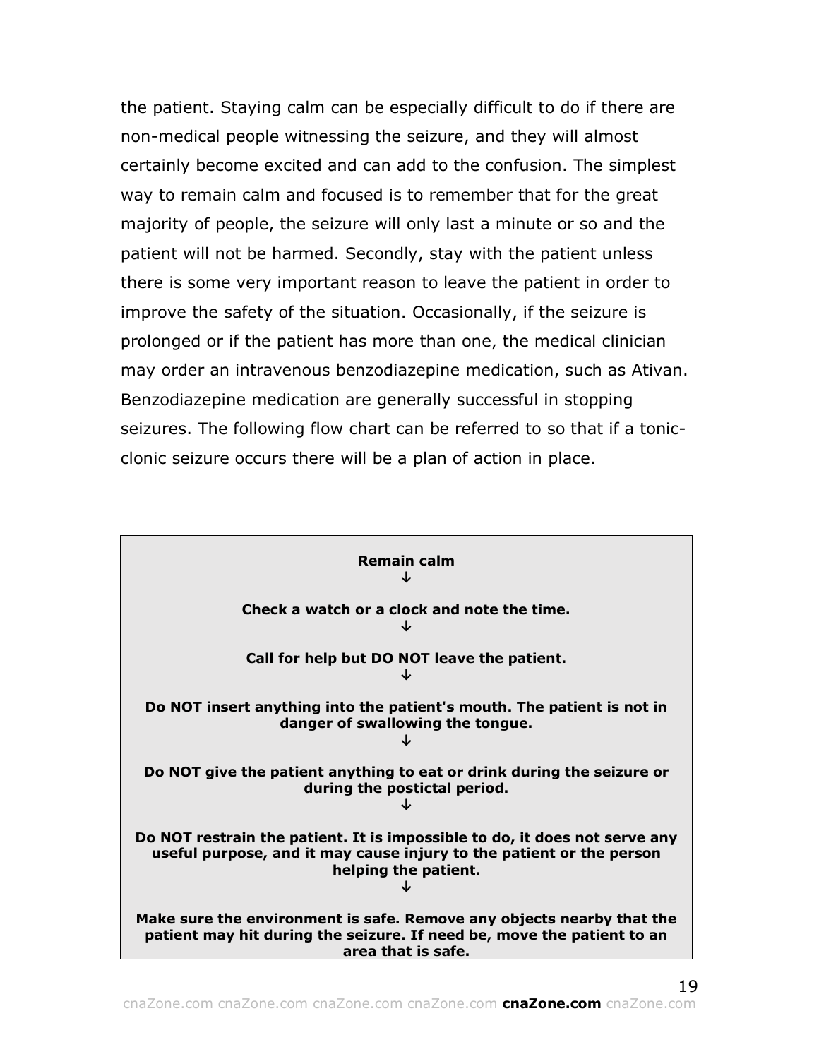the patient. Staying calm can be especially difficult to do if there are non-medical people witnessing the seizure, and they will almost certainly become excited and can add to the confusion. The simplest way to remain calm and focused is to remember that for the great majority of people, the seizure will only last a minute or so and the patient will not be harmed. Secondly, stay with the patient unless there is some very important reason to leave the patient in order to improve the safety of the situation. Occasionally, if the seizure is prolonged or if the patient has more than one, the medical clinician may order an intravenous benzodiazepine medication, such as Ativan. Benzodiazepine medication are generally successful in stopping seizures. The following flow chart can be referred to so that if a tonic-clonic seizure occurs there will be a plan of action in place.

**Remain calm**

↓

**Check a watch or a clock and note the time.**

↓

**Call for help but DO NOT leave the patient.**

↓

**Do NOT insert anything into the patient's mouth. The patient is not in danger of swallowing the tongue.**

↓

**Do NOT give the patient anything to eat or drink during the seizure or during the postictal period.**

↓

**Do NOT restrain the patient. It is impossible to do, it does not serve any useful purpose, and it may cause injury to the patient or the person helping the patient.**

↓

**Make sure the environment is safe. Remove any objects nearby that the patient may hit during the seizure. If need be, move the patient to an area that is safe.**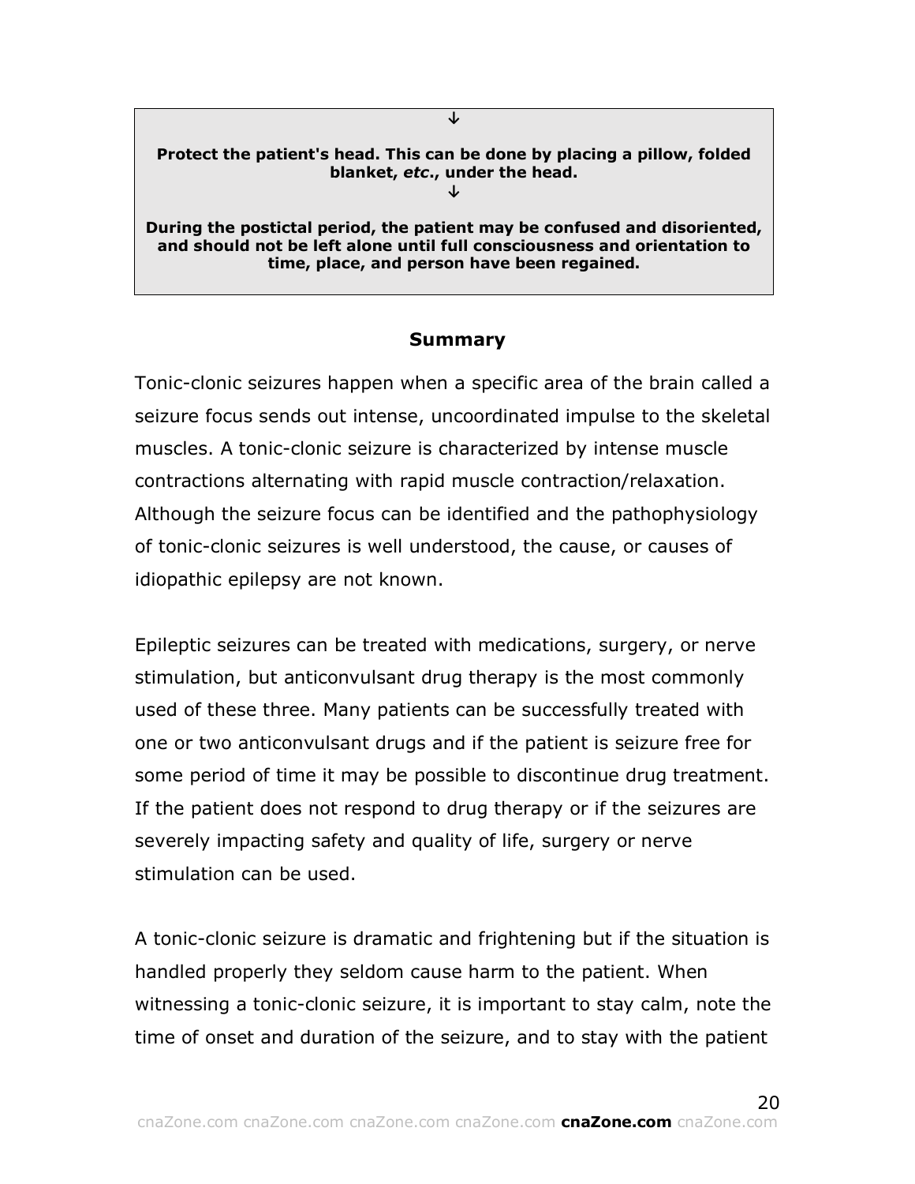↓

**Protect the patient's head. This can be done by placing a pillow, folded blanket, *etc*., under the head.**

↓

**During the postictal period, the patient may be confused and disoriented, and should not be left alone until full consciousness and orientation to time, place, and person have been regained.**

## Summary

Tonic-clonic seizures happen when a specific area of the brain called a seizure focus sends out intense, uncoordinated impulse to the skeletal muscles. A tonic-clonic seizure is characterized by intense muscle contractions alternating with rapid muscle contraction/relaxation. Although the seizure focus can be identified and the pathophysiology of tonic-clonic seizures is well understood, the cause, or causes of idiopathic epilepsy are not known.

Epileptic seizures can be treated with medications, surgery, or nerve stimulation, but anticonvulsant drug therapy is the most commonly used of these three. Many patients can be successfully treated with one or two anticonvulsant drugs and if the patient is seizure free for some period of time it may be possible to discontinue drug treatment. If the patient does not respond to drug therapy or if the seizures are severely impacting safety and quality of life, surgery or nerve stimulation can be used.

A tonic-clonic seizure is dramatic and frightening but if the situation is handled properly they seldom cause harm to the patient. When witnessing a tonic-clonic seizure, it is important to stay calm, note the time of onset and duration of the seizure, and to stay with the patient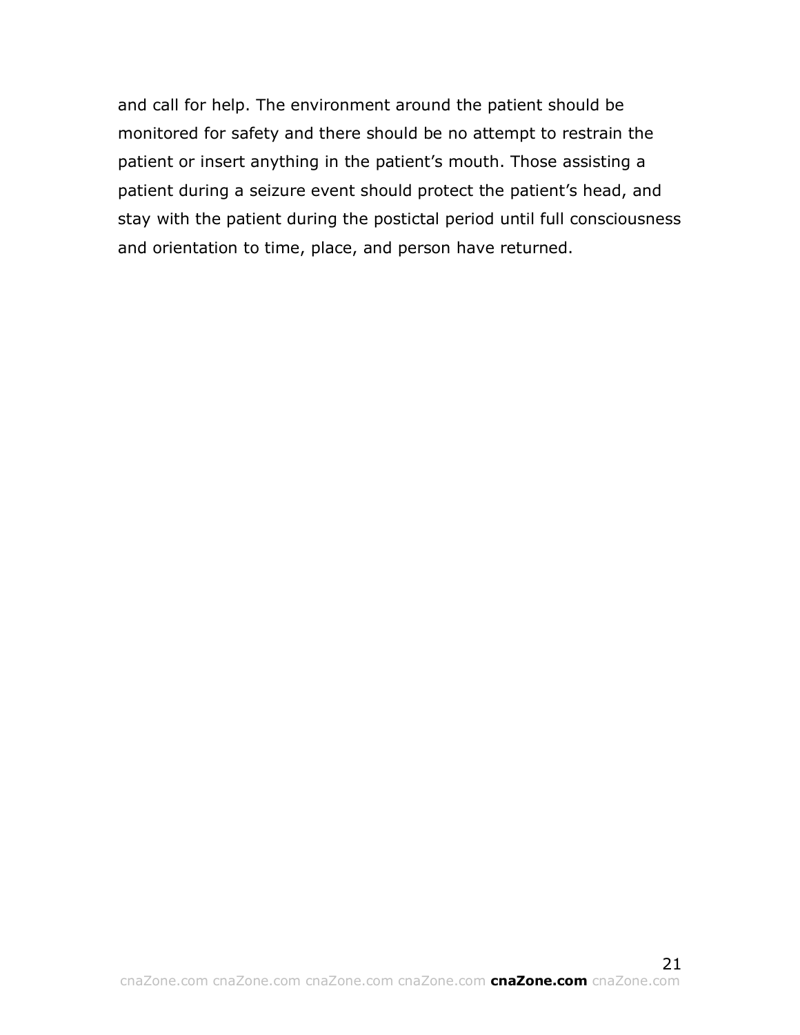and call for help. The environment around the patient should be monitored for safety and there should be no attempt to restrain the patient or insert anything in the patient's mouth. Those assisting a patient during a seizure event should protect the patient's head, and stay with the patient during the postictal period until full consciousness and orientation to time, place, and person have returned.